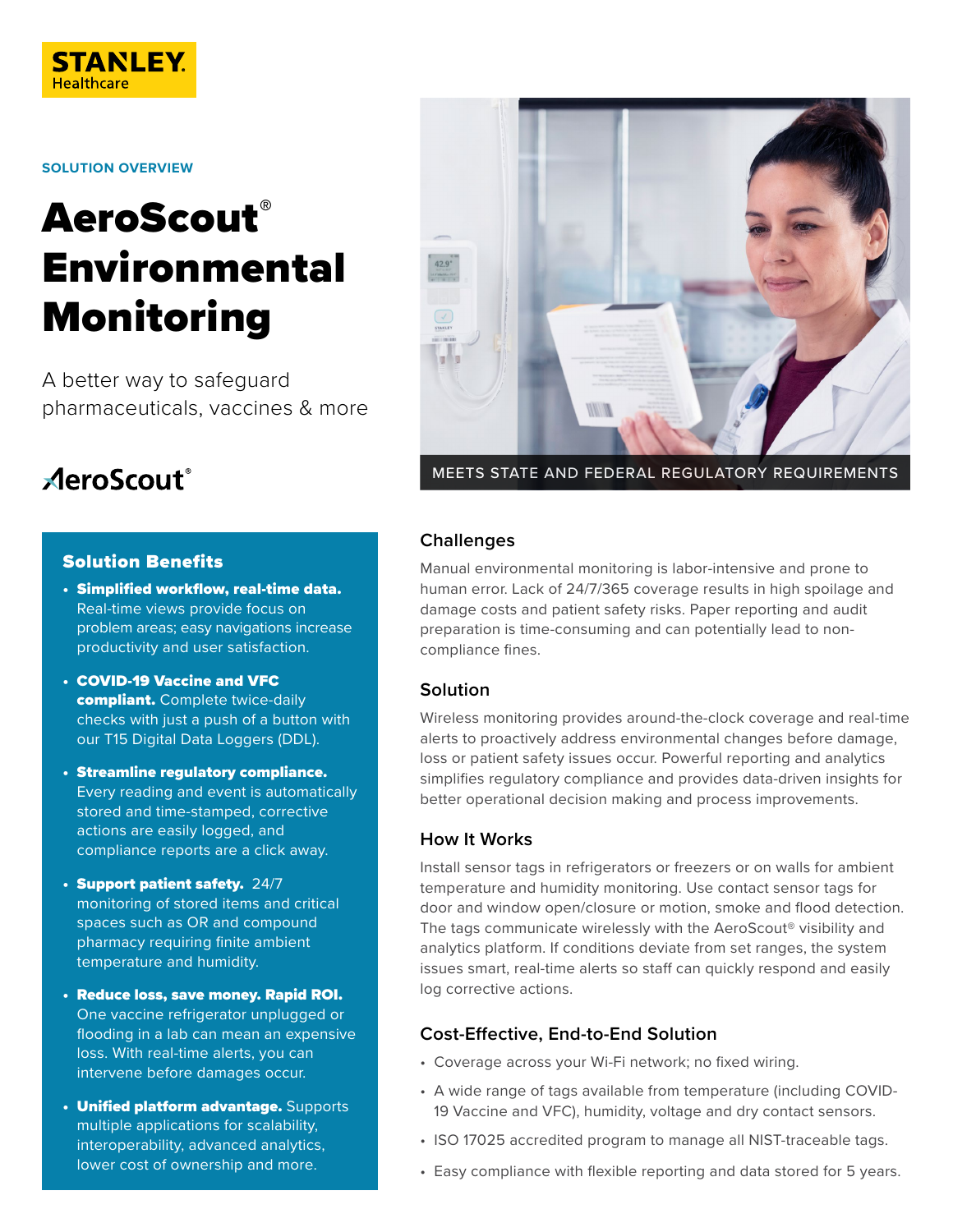STANLEY Healthcare

SOLUTION OVERVIEW

# AeroScout® Environmental Monitoring

A better way to safeguard pharmaceuticals, vaccines & more

AeroScout®

MEETS STATE AND FEDERAL REGULATORY REQUIREMENTS

## Solution Benefits

- **Simplified workflow, real-time data.** Real-time views provide focus on problem areas; easy navigations increase productivity and user satisfaction.
- **COVID-19 Vaccine and VFC compliant.** Complete twice-daily checks with just a push of a button with our T15 Digital Data Loggers (DDL).
- **Streamline regulatory compliance.** Every reading and event is automatically stored and time-stamped, corrective actions are easily logged, and compliance reports are a click away.
- **Support patient safety.** 24/7 monitoring of stored items and critical spaces such as OR and compound pharmacy requiring finite ambient temperature and humidity.
- **Reduce loss, save money. Rapid ROI.** One vaccine refrigerator unplugged or flooding in a lab can mean an expensive loss. With real-time alerts, you can intervene before damages occur.
- **Unified platform advantage.** Supports multiple applications for scalability, interoperability, advanced analytics, lower cost of ownership and more.

## Challenges

Manual environmental monitoring is labor-intensive and prone to human error. Lack of 24/7/365 coverage results in high spoilage and damage costs and patient safety risks. Paper reporting and audit preparation is time-consuming and can potentially lead to non-compliance fines.

## Solution

Wireless monitoring provides around-the-clock coverage and real-time alerts to proactively address environmental changes before damage, loss or patient safety issues occur. Powerful reporting and analytics simplifies regulatory compliance and provides data-driven insights for better operational decision making and process improvements.

## How It Works

Install sensor tags in refrigerators or freezers or on walls for ambient temperature and humidity monitoring. Use contact sensor tags for door and window open/closure or motion, smoke and flood detection. The tags communicate wirelessly with the AeroScout® visibility and analytics platform. If conditions deviate from set ranges, the system issues smart, real-time alerts so staff can quickly respond and easily log corrective actions.

## Cost-Effective, End-to-End Solution

- Coverage across your Wi-Fi network; no fixed wiring.
- A wide range of tags available from temperature (including COVID-19 Vaccine and VFC), humidity, voltage and dry contact sensors.
- ISO 17025 accredited program to manage all NIST-traceable tags.
- Easy compliance with flexible reporting and data stored for 5 years.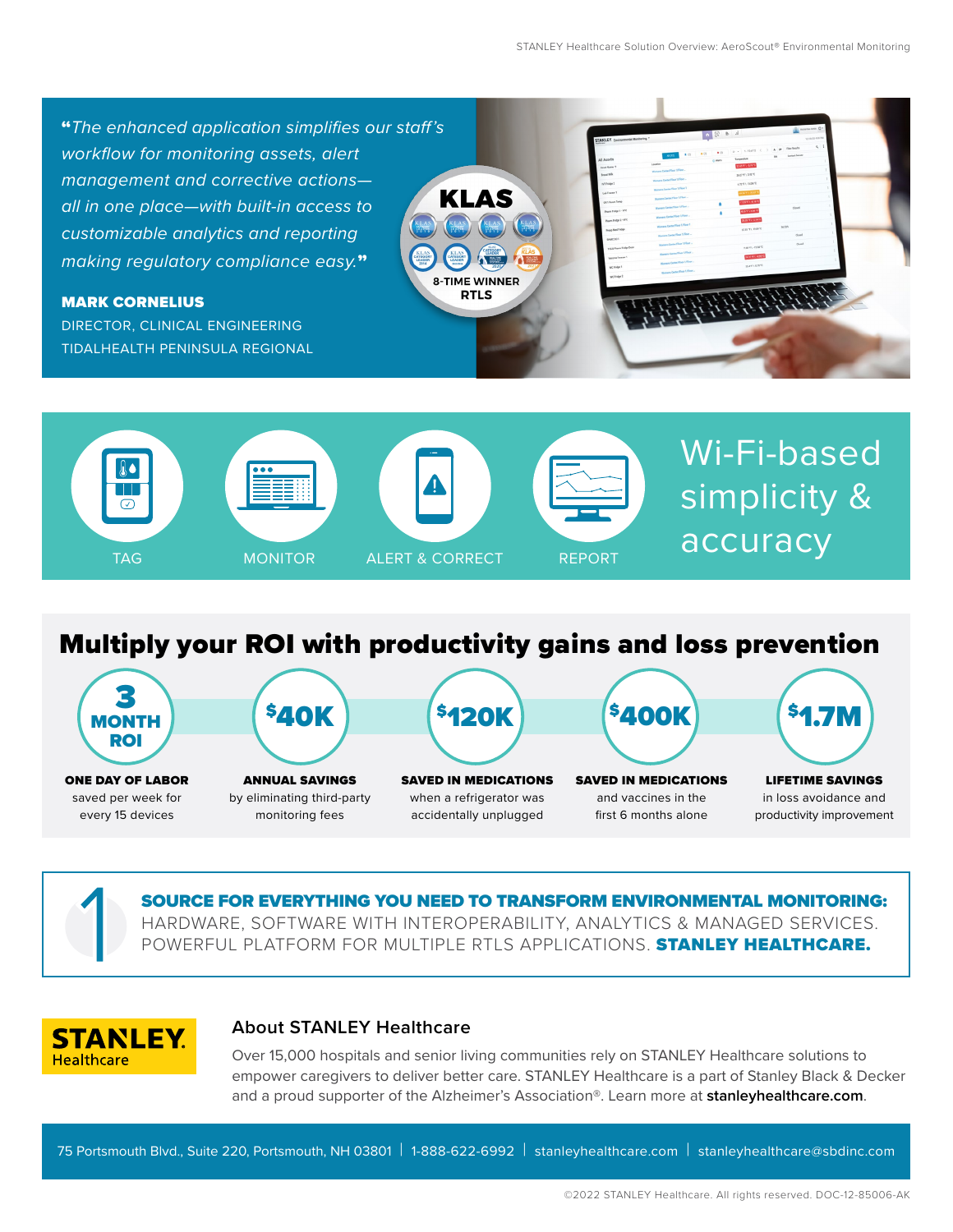> *"The enhanced application simplifies our staff's workflow for monitoring assets, alert management and corrective actions—all in one place—with built-in access to customizable analytics and reporting making regulatory compliance easy."*

**MARK CORNELIUS**
DIRECTOR, CLINICAL ENGINEERING
TIDALHEALTH PENINSULA REGIONAL

KLAS
8-TIME WINNER
RTLS

TAG | MONITOR | ALERT & CORRECT | REPORT

Wi-Fi-based simplicity & accuracy

## Multiply your ROI with productivity gains and loss prevention

**3 MONTH ROI**
**ONE DAY OF LABOR** saved per week for every 15 devices

**$40K**
**ANNUAL SAVINGS** by eliminating third-party monitoring fees

**$120K**
**SAVED IN MEDICATIONS** when a refrigerator was accidentally unplugged

**$400K**
**SAVED IN MEDICATIONS** and vaccines in the first 6 months alone

**$1.7M**
**LIFETIME SAVINGS** in loss avoidance and productivity improvement

1 **SOURCE FOR EVERYTHING YOU NEED TO TRANSFORM ENVIRONMENTAL MONITORING:** HARDWARE, SOFTWARE WITH INTEROPERABILITY, ANALYTICS & MANAGED SERVICES. POWERFUL PLATFORM FOR MULTIPLE RTLS APPLICATIONS. **STANLEY HEALTHCARE.**

**STANLEY.** Healthcare

### About STANLEY Healthcare

Over 15,000 hospitals and senior living communities rely on STANLEY Healthcare solutions to empower caregivers to deliver better care. STANLEY Healthcare is a part of Stanley Black & Decker and a proud supporter of the Alzheimer's Association®. Learn more at **stanleyhealthcare.com**.

75 Portsmouth Blvd., Suite 220, Portsmouth, NH 03801 | 1-888-622-6992 | stanleyhealthcare.com | stanleyhealthcare@sbdinc.com

©2022 STANLEY Healthcare. All rights reserved. DOC-12-85006-AK